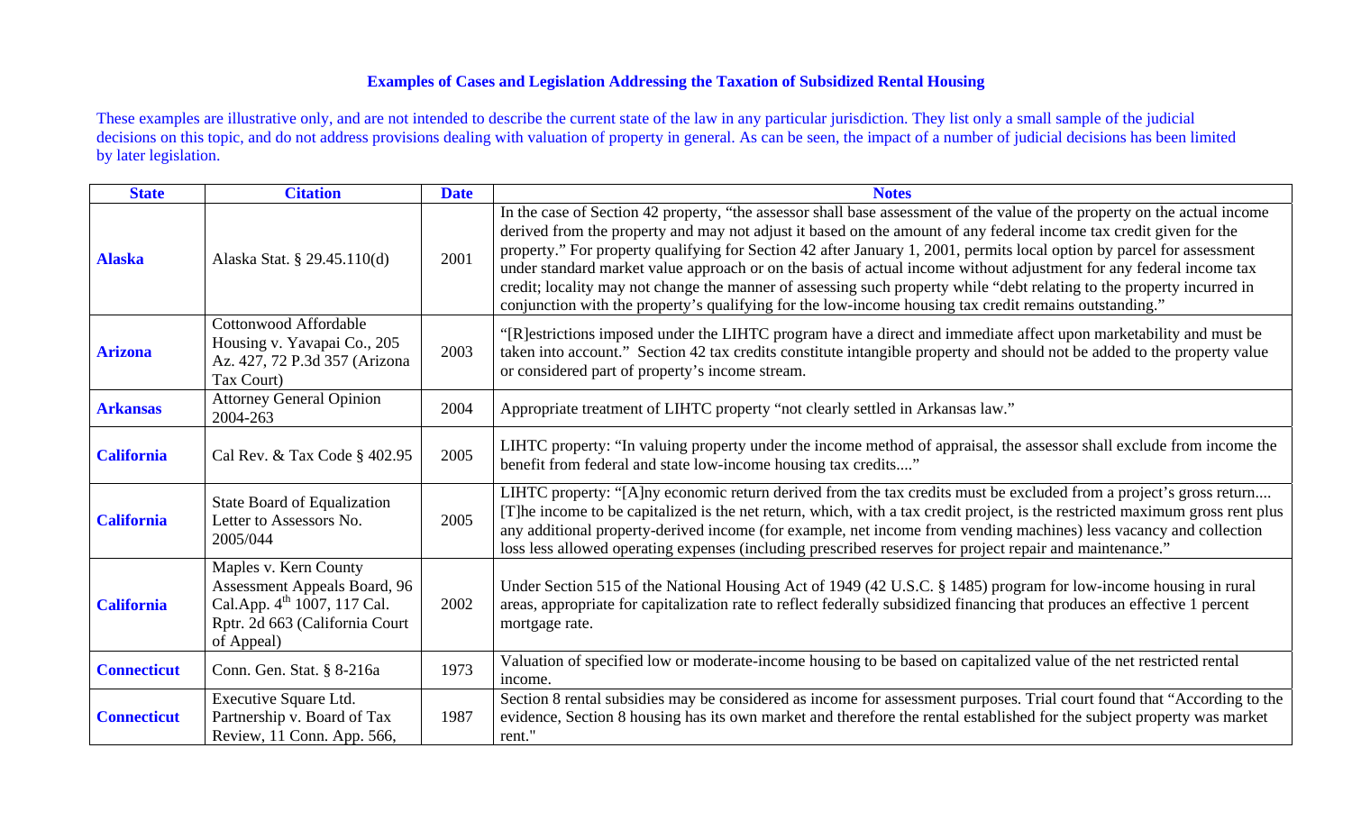## Examples of Cases and Legislation Addressing the Taxation of Subsidized Rental Housing

These examples are illustrative only, and are not intended to describe the current state of the law in any particular jurisdiction. They list only a small sample of the judicial decisions on this topic, and do not address provisions dealing with valuation of property in general. As can be seen, the impact of a number of judicial decisions has been limited by later legislation.

| State | Citation | Date | Notes |
|---|---|---|---|
| **Alaska** | Alaska Stat. § 29.45.110(d) | 2001 | In the case of Section 42 property, "the assessor shall base assessment of the value of the property on the actual income derived from the property and may not adjust it based on the amount of any federal income tax credit given for the property." For property qualifying for Section 42 after January 1, 2001, permits local option by parcel for assessment under standard market value approach or on the basis of actual income without adjustment for any federal income tax credit; locality may not change the manner of assessing such property while "debt relating to the property incurred in conjunction with the property's qualifying for the low-income housing tax credit remains outstanding." |
| **Arizona** | Cottonwood Affordable Housing v. Yavapai Co., 205 Az. 427, 72 P.3d 357 (Arizona Tax Court) | 2003 | "[R]estrictions imposed under the LIHTC program have a direct and immediate affect upon marketability and must be taken into account." Section 42 tax credits constitute intangible property and should not be added to the property value or considered part of property's income stream. |
| **Arkansas** | Attorney General Opinion 2004-263 | 2004 | Appropriate treatment of LIHTC property "not clearly settled in Arkansas law." |
| **California** | Cal Rev. & Tax Code § 402.95 | 2005 | LIHTC property: "In valuing property under the income method of appraisal, the assessor shall exclude from income the benefit from federal and state low-income housing tax credits...." |
| **California** | State Board of Equalization Letter to Assessors No. 2005/044 | 2005 | LIHTC property: "[A]ny economic return derived from the tax credits must be excluded from a project's gross return.... [T]he income to be capitalized is the net return, which, with a tax credit project, is the restricted maximum gross rent plus any additional property-derived income (for example, net income from vending machines) less vacancy and collection loss less allowed operating expenses (including prescribed reserves for project repair and maintenance." |
| **California** | Maples v. Kern County Assessment Appeals Board, 96 Cal.App. 4th 1007, 117 Cal. Rptr. 2d 663 (California Court of Appeal) | 2002 | Under Section 515 of the National Housing Act of 1949 (42 U.S.C. § 1485) program for low-income housing in rural areas, appropriate for capitalization rate to reflect federally subsidized financing that produces an effective 1 percent mortgage rate. |
| **Connecticut** | Conn. Gen. Stat. § 8-216a | 1973 | Valuation of specified low or moderate-income housing to be based on capitalized value of the net restricted rental income. |
| **Connecticut** | Executive Square Ltd. Partnership v. Board of Tax Review, 11 Conn. App. 566, | 1987 | Section 8 rental subsidies may be considered as income for assessment purposes. Trial court found that "According to the evidence, Section 8 housing has its own market and therefore the rental established for the subject property was market rent." |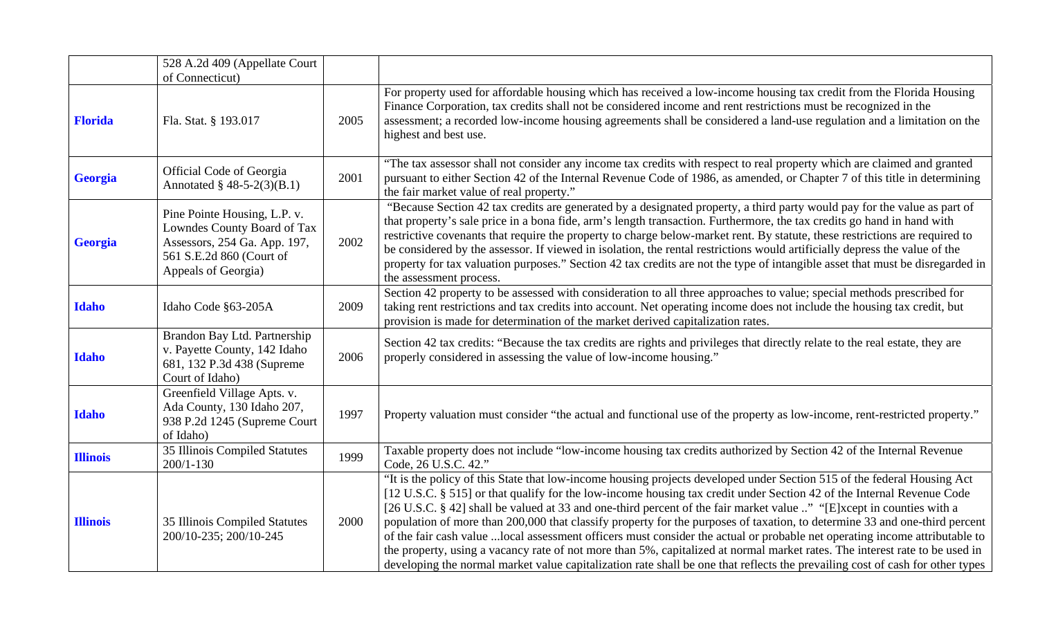| | | | |
|---|---|---|---|
| | 528 A.2d 409 (Appellate Court of Connecticut) | | |
| **Florida** | Fla. Stat. § 193.017 | 2005 | For property used for affordable housing which has received a low-income housing tax credit from the Florida Housing Finance Corporation, tax credits shall not be considered income and rent restrictions must be recognized in the assessment; a recorded low-income housing agreements shall be considered a land-use regulation and a limitation on the highest and best use. |
| **Georgia** | Official Code of Georgia Annotated § 48-5-2(3)(B.1) | 2001 | "The tax assessor shall not consider any income tax credits with respect to real property which are claimed and granted pursuant to either Section 42 of the Internal Revenue Code of 1986, as amended, or Chapter 7 of this title in determining the fair market value of real property." |
| **Georgia** | Pine Pointe Housing, L.P. v. Lowndes County Board of Tax Assessors, 254 Ga. App. 197, 561 S.E.2d 860 (Court of Appeals of Georgia) | 2002 | "Because Section 42 tax credits are generated by a designated property, a third party would pay for the value as part of that property's sale price in a bona fide, arm's length transaction. Furthermore, the tax credits go hand in hand with restrictive covenants that require the property to charge below-market rent. By statute, these restrictions are required to be considered by the assessor. If viewed in isolation, the rental restrictions would artificially depress the value of the property for tax valuation purposes." Section 42 tax credits are not the type of intangible asset that must be disregarded in the assessment process. |
| **Idaho** | Idaho Code §63-205A | 2009 | Section 42 property to be assessed with consideration to all three approaches to value; special methods prescribed for taking rent restrictions and tax credits into account. Net operating income does not include the housing tax credit, but provision is made for determination of the market derived capitalization rates. |
| **Idaho** | Brandon Bay Ltd. Partnership v. Payette County, 142 Idaho 681, 132 P.3d 438 (Supreme Court of Idaho) | 2006 | Section 42 tax credits: "Because the tax credits are rights and privileges that directly relate to the real estate, they are properly considered in assessing the value of low-income housing." |
| **Idaho** | Greenfield Village Apts. v. Ada County, 130 Idaho 207, 938 P.2d 1245 (Supreme Court of Idaho) | 1997 | Property valuation must consider "the actual and functional use of the property as low-income, rent-restricted property." |
| **Illinois** | 35 Illinois Compiled Statutes 200/1-130 | 1999 | Taxable property does not include "low-income housing tax credits authorized by Section 42 of the Internal Revenue Code, 26 U.S.C. 42." |
| **Illinois** | 35 Illinois Compiled Statutes 200/10-235; 200/10-245 | 2000 | "It is the policy of this State that low-income housing projects developed under Section 515 of the federal Housing Act [12 U.S.C. § 515] or that qualify for the low-income housing tax credit under Section 42 of the Internal Revenue Code [26 U.S.C. § 42] shall be valued at 33 and one-third percent of the fair market value .." "[E]xcept in counties with a population of more than 200,000 that classify property for the purposes of taxation, to determine 33 and one-third percent of the fair cash value ...local assessment officers must consider the actual or probable net operating income attributable to the property, using a vacancy rate of not more than 5%, capitalized at normal market rates. The interest rate to be used in developing the normal market value capitalization rate shall be one that reflects the prevailing cost of cash for other types |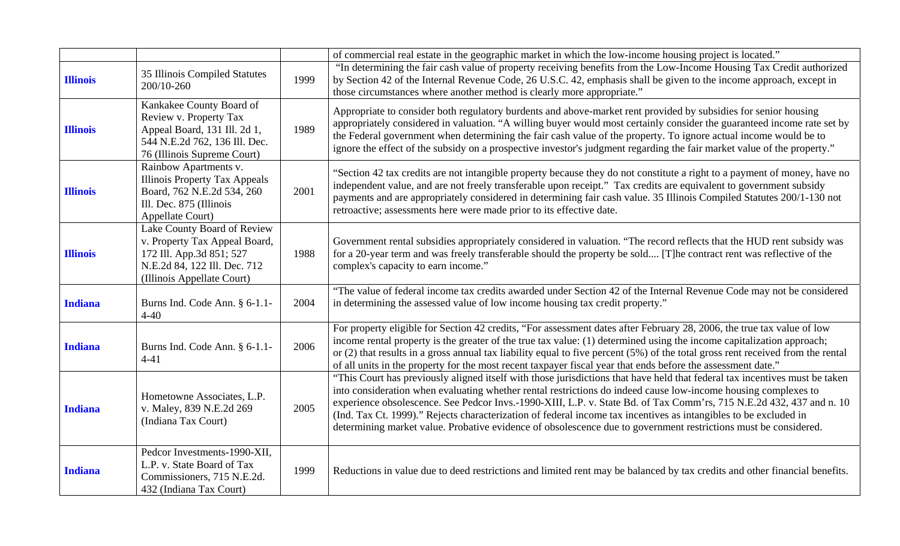| | | | |
|---|---|---|---|
| | | | of commercial real estate in the geographic market in which the low-income housing project is located." |
| **Illinois** | 35 Illinois Compiled Statutes 200/10-260 | 1999 | "In determining the fair cash value of property receiving benefits from the Low-Income Housing Tax Credit authorized by Section 42 of the Internal Revenue Code, 26 U.S.C. 42, emphasis shall be given to the income approach, except in those circumstances where another method is clearly more appropriate." |
| **Illinois** | Kankakee County Board of Review v. Property Tax Appeal Board, 131 Ill. 2d 1, 544 N.E.2d 762, 136 Ill. Dec. 76 (Illinois Supreme Court) | 1989 | Appropriate to consider both regulatory burdents and above-market rent provided by subsidies for senior housing appropriately considered in valuation. "A willing buyer would most certainly consider the guaranteed income rate set by the Federal government when determining the fair cash value of the property. To ignore actual income would be to ignore the effect of the subsidy on a prospective investor's judgment regarding the fair market value of the property." |
| **Illinois** | Rainbow Apartments v. Illinois Property Tax Appeals Board, 762 N.E.2d 534, 260 Ill. Dec. 875 (Illinois Appellate Court) | 2001 | "Section 42 tax credits are not intangible property because they do not constitute a right to a payment of money, have no independent value, and are not freely transferable upon receipt." Tax credits are equivalent to government subsidy payments and are appropriately considered in determining fair cash value. 35 Illinois Compiled Statutes 200/1-130 not retroactive; assessments here were made prior to its effective date. |
| **Illinois** | Lake County Board of Review v. Property Tax Appeal Board, 172 Ill. App.3d 851; 527 N.E.2d 84, 122 Ill. Dec. 712 (Illinois Appellate Court) | 1988 | Government rental subsidies appropriately considered in valuation. "The record reflects that the HUD rent subsidy was for a 20-year term and was freely transferable should the property be sold.... [T]he contract rent was reflective of the complex's capacity to earn income." |
| **Indiana** | Burns Ind. Code Ann. § 6-1.1-4-40 | 2004 | "The value of federal income tax credits awarded under Section 42 of the Internal Revenue Code may not be considered in determining the assessed value of low income housing tax credit property." |
| **Indiana** | Burns Ind. Code Ann. § 6-1.1-4-41 | 2006 | For property eligible for Section 42 credits, "For assessment dates after February 28, 2006, the true tax value of low income rental property is the greater of the true tax value: (1) determined using the income capitalization approach; or (2) that results in a gross annual tax liability equal to five percent (5%) of the total gross rent received from the rental of all units in the property for the most recent taxpayer fiscal year that ends before the assessment date." |
| **Indiana** | Hometowne Associates, L.P. v. Maley, 839 N.E.2d 269 (Indiana Tax Court) | 2005 | "This Court has previously aligned itself with those jurisdictions that have held that federal tax incentives must be taken into consideration when evaluating whether rental restrictions do indeed cause low-income housing complexes to experience obsolescence. See Pedcor Invs.-1990-XIII, L.P. v. State Bd. of Tax Comm'rs, 715 N.E.2d 432, 437 and n. 10 (Ind. Tax Ct. 1999)." Rejects characterization of federal income tax incentives as intangibles to be excluded in determining market value. Probative evidence of obsolescence due to government restrictions must be considered. |
| **Indiana** | Pedcor Investments-1990-XII, L.P. v. State Board of Tax Commissioners, 715 N.E.2d. 432 (Indiana Tax Court) | 1999 | Reductions in value due to deed restrictions and limited rent may be balanced by tax credits and other financial benefits. |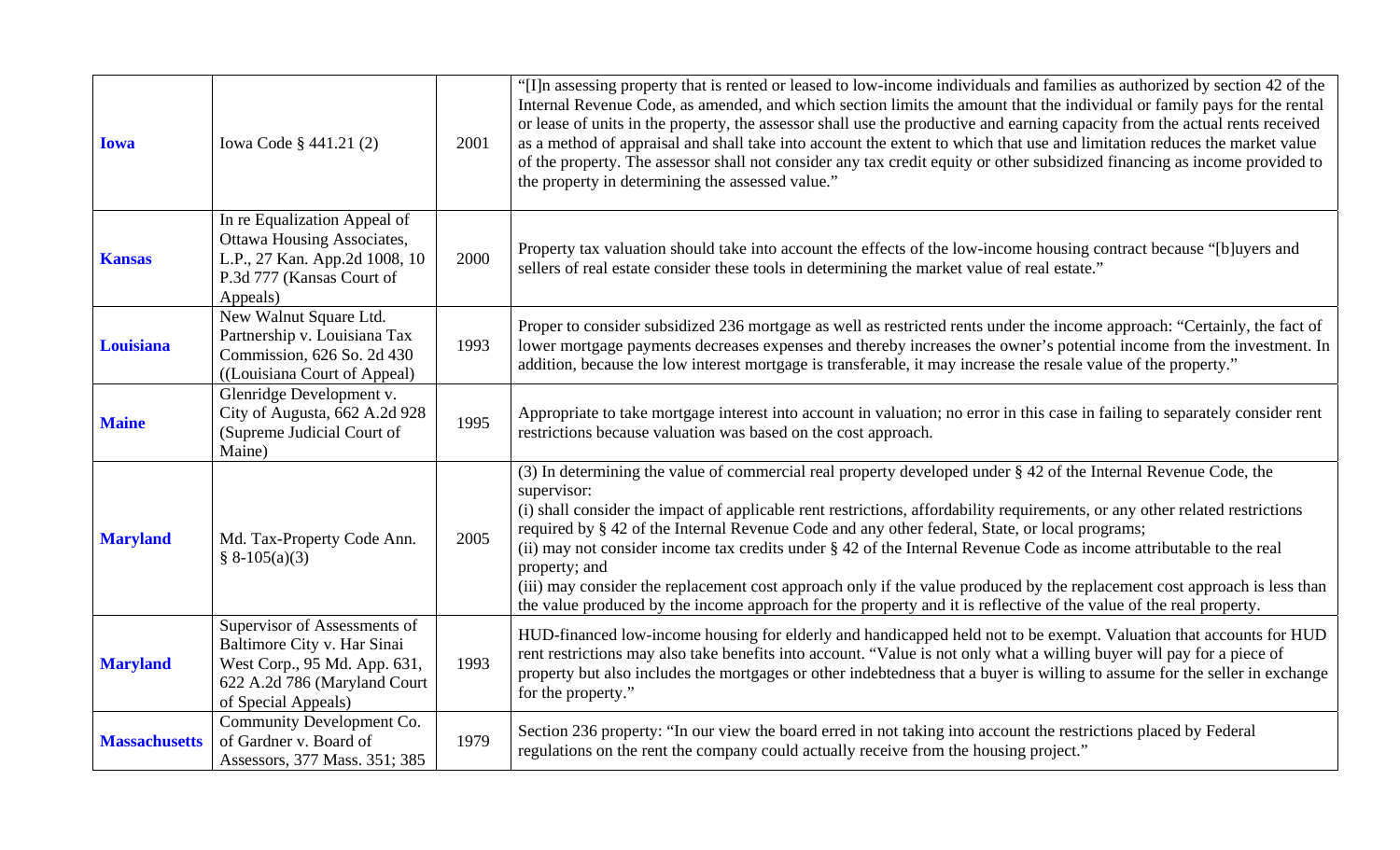| | | | |
|---|---|---|---|
| **Iowa** | Iowa Code § 441.21 (2) | 2001 | "[I]n assessing property that is rented or leased to low-income individuals and families as authorized by section 42 of the Internal Revenue Code, as amended, and which section limits the amount that the individual or family pays for the rental or lease of units in the property, the assessor shall use the productive and earning capacity from the actual rents received as a method of appraisal and shall take into account the extent to which that use and limitation reduces the market value of the property. The assessor shall not consider any tax credit equity or other subsidized financing as income provided to the property in determining the assessed value." |
| **Kansas** | In re Equalization Appeal of Ottawa Housing Associates, L.P., 27 Kan. App.2d 1008, 10 P.3d 777 (Kansas Court of Appeals) | 2000 | Property tax valuation should take into account the effects of the low-income housing contract because "[b]uyers and sellers of real estate consider these tools in determining the market value of real estate." |
| **Louisiana** | New Walnut Square Ltd. Partnership v. Louisiana Tax Commission, 626 So. 2d 430 ((Louisiana Court of Appeal) | 1993 | Proper to consider subsidized 236 mortgage as well as restricted rents under the income approach: "Certainly, the fact of lower mortgage payments decreases expenses and thereby increases the owner's potential income from the investment. In addition, because the low interest mortgage is transferable, it may increase the resale value of the property." |
| **Maine** | Glenridge Development v. City of Augusta, 662 A.2d 928 (Supreme Judicial Court of Maine) | 1995 | Appropriate to take mortgage interest into account in valuation; no error in this case in failing to separately consider rent restrictions because valuation was based on the cost approach. |
| **Maryland** | Md. Tax-Property Code Ann. § 8-105(a)(3) | 2005 | (3) In determining the value of commercial real property developed under § 42 of the Internal Revenue Code, the supervisor:<br>(i) shall consider the impact of applicable rent restrictions, affordability requirements, or any other related restrictions required by § 42 of the Internal Revenue Code and any other federal, State, or local programs;<br>(ii) may not consider income tax credits under § 42 of the Internal Revenue Code as income attributable to the real property; and<br>(iii) may consider the replacement cost approach only if the value produced by the replacement cost approach is less than the value produced by the income approach for the property and it is reflective of the value of the real property. |
| **Maryland** | Supervisor of Assessments of Baltimore City v. Har Sinai West Corp., 95 Md. App. 631, 622 A.2d 786 (Maryland Court of Special Appeals) | 1993 | HUD-financed low-income housing for elderly and handicapped held not to be exempt. Valuation that accounts for HUD rent restrictions may also take benefits into account. "Value is not only what a willing buyer will pay for a piece of property but also includes the mortgages or other indebtedness that a buyer is willing to assume for the seller in exchange for the property." |
| **Massachusetts** | Community Development Co. of Gardner v. Board of Assessors, 377 Mass. 351; 385 | 1979 | Section 236 property: "In our view the board erred in not taking into account the restrictions placed by Federal regulations on the rent the company could actually receive from the housing project." |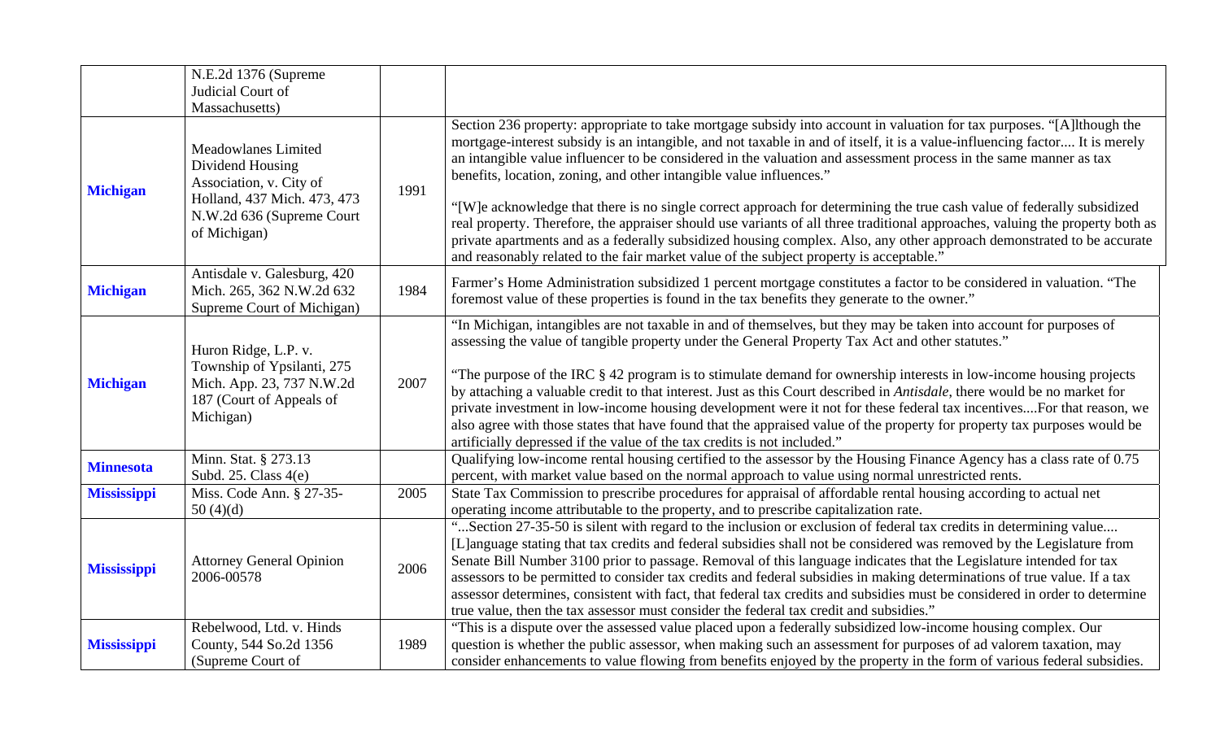| | | | |
|---|---|---|---|
| | N.E.2d 1376 (Supreme Judicial Court of Massachusetts) | | |
| **Michigan** | Meadowlanes Limited Dividend Housing Association, v. City of Holland, 437 Mich. 473, 473 N.W.2d 636 (Supreme Court of Michigan) | 1991 | Section 236 property: appropriate to take mortgage subsidy into account in valuation for tax purposes. "[A]lthough the mortgage-interest subsidy is an intangible, and not taxable in and of itself, it is a value-influencing factor.... It is merely an intangible value influencer to be considered in the valuation and assessment process in the same manner as tax benefits, location, zoning, and other intangible value influences." "[W]e acknowledge that there is no single correct approach for determining the true cash value of federally subsidized real property. Therefore, the appraiser should use variants of all three traditional approaches, valuing the property both as private apartments and as a federally subsidized housing complex. Also, any other approach demonstrated to be accurate and reasonably related to the fair market value of the subject property is acceptable." |
| **Michigan** | Antisdale v. Galesburg, 420 Mich. 265, 362 N.W.2d 632 Supreme Court of Michigan) | 1984 | Farmer's Home Administration subsidized 1 percent mortgage constitutes a factor to be considered in valuation. "The foremost value of these properties is found in the tax benefits they generate to the owner." |
| **Michigan** | Huron Ridge, L.P. v. Township of Ypsilanti, 275 Mich. App. 23, 737 N.W.2d 187 (Court of Appeals of Michigan) | 2007 | "In Michigan, intangibles are not taxable in and of themselves, but they may be taken into account for purposes of assessing the value of tangible property under the General Property Tax Act and other statutes." "The purpose of the IRC § 42 program is to stimulate demand for ownership interests in low-income housing projects by attaching a valuable credit to that interest. Just as this Court described in *Antisdale,* there would be no market for private investment in low-income housing development were it not for these federal tax incentives....For that reason, we also agree with those states that have found that the appraised value of the property for property tax purposes would be artificially depressed if the value of the tax credits is not included." |
| **Minnesota** | Minn. Stat. § 273.13 Subd. 25. Class 4(e) | | Qualifying low-income rental housing certified to the assessor by the Housing Finance Agency has a class rate of 0.75 percent, with market value based on the normal approach to value using normal unrestricted rents. |
| **Mississippi** | Miss. Code Ann. § 27-35-50 (4)(d) | 2005 | State Tax Commission to prescribe procedures for appraisal of affordable rental housing according to actual net operating income attributable to the property, and to prescribe capitalization rate. |
| **Mississippi** | Attorney General Opinion 2006-00578 | 2006 | "...Section 27-35-50 is silent with regard to the inclusion or exclusion of federal tax credits in determining value.... [L]anguage stating that tax credits and federal subsidies shall not be considered was removed by the Legislature from Senate Bill Number 3100 prior to passage. Removal of this language indicates that the Legislature intended for tax assessors to be permitted to consider tax credits and federal subsidies in making determinations of true value. If a tax assessor determines, consistent with fact, that federal tax credits and subsidies must be considered in order to determine true value, then the tax assessor must consider the federal tax credit and subsidies." |
| **Mississippi** | Rebelwood, Ltd. v. Hinds County, 544 So.2d 1356 (Supreme Court of | 1989 | "This is a dispute over the assessed value placed upon a federally subsidized low-income housing complex. Our question is whether the public assessor, when making such an assessment for purposes of ad valorem taxation, may consider enhancements to value flowing from benefits enjoyed by the property in the form of various federal subsidies. |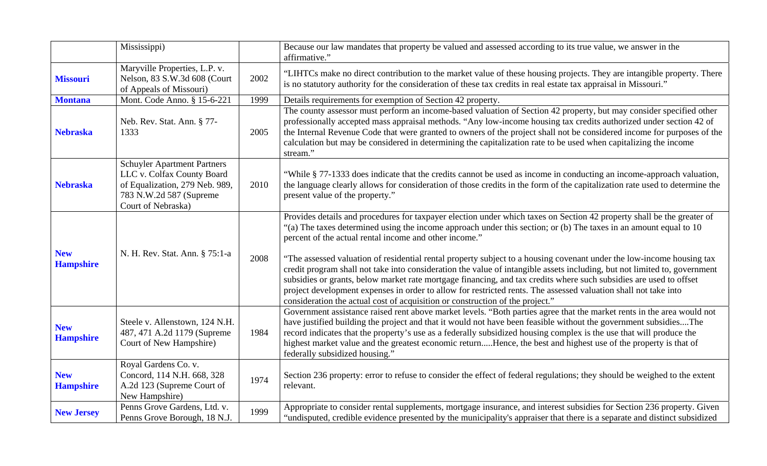| | | | |
|---|---|---|---|
| | Mississippi) | | Because our law mandates that property be valued and assessed according to its true value, we answer in the affirmative." |
| **Missouri** | Maryville Properties, L.P. v. Nelson, 83 S.W.3d 608 (Court of Appeals of Missouri) | 2002 | "LIHTCs make no direct contribution to the market value of these housing projects. They are intangible property. There is no statutory authority for the consideration of these tax credits in real estate tax appraisal in Missouri." |
| **Montana** | Mont. Code Anno. § 15-6-221 | 1999 | Details requirements for exemption of Section 42 property. |
| **Nebraska** | Neb. Rev. Stat. Ann. § 77-1333 | 2005 | The county assessor must perform an income-based valuation of Section 42 property, but may consider specified other professionally accepted mass appraisal methods. "Any low-income housing tax credits authorized under section 42 of the Internal Revenue Code that were granted to owners of the project shall not be considered income for purposes of the calculation but may be considered in determining the capitalization rate to be used when capitalizing the income stream." |
| **Nebraska** | Schuyler Apartment Partners LLC v. Colfax County Board of Equalization, 279 Neb. 989, 783 N.W.2d 587 (Supreme Court of Nebraska) | 2010 | "While § 77-1333 does indicate that the credits cannot be used as income in conducting an income-approach valuation, the language clearly allows for consideration of those credits in the form of the capitalization rate used to determine the present value of the property." |
| **New Hampshire** | N. H. Rev. Stat. Ann. § 75:1-a | 2008 | Provides details and procedures for taxpayer election under which taxes on Section 42 property shall be the greater of "(a) The taxes determined using the income approach under this section; or (b) The taxes in an amount equal to 10 percent of the actual rental income and other income."<br><br>"The assessed valuation of residential rental property subject to a housing covenant under the low-income housing tax credit program shall not take into consideration the value of intangible assets including, but not limited to, government subsidies or grants, below market rate mortgage financing, and tax credits where such subsidies are used to offset project development expenses in order to allow for restricted rents. The assessed valuation shall not take into consideration the actual cost of acquisition or construction of the project." |
| **New Hampshire** | Steele v. Allenstown, 124 N.H. 487, 471 A.2d 1179 (Supreme Court of New Hampshire) | 1984 | Government assistance raised rent above market levels. "Both parties agree that the market rents in the area would not have justified building the project and that it would not have been feasible without the government subsidies....The record indicates that the property's use as a federally subsidized housing complex is the use that will produce the highest market value and the greatest economic return.....Hence, the best and highest use of the property is that of federally subsidized housing." |
| **New Hampshire** | Royal Gardens Co. v. Concord, 114 N.H. 668, 328 A.2d 123 (Supreme Court of New Hampshire) | 1974 | Section 236 property: error to refuse to consider the effect of federal regulations; they should be weighed to the extent relevant. |
| **New Jersey** | Penns Grove Gardens, Ltd. v. Penns Grove Borough, 18 N.J. | 1999 | Appropriate to consider rental supplements, mortgage insurance, and interest subsidies for Section 236 property. Given "undisputed, credible evidence presented by the municipality's appraiser that there is a separate and distinct subsidized |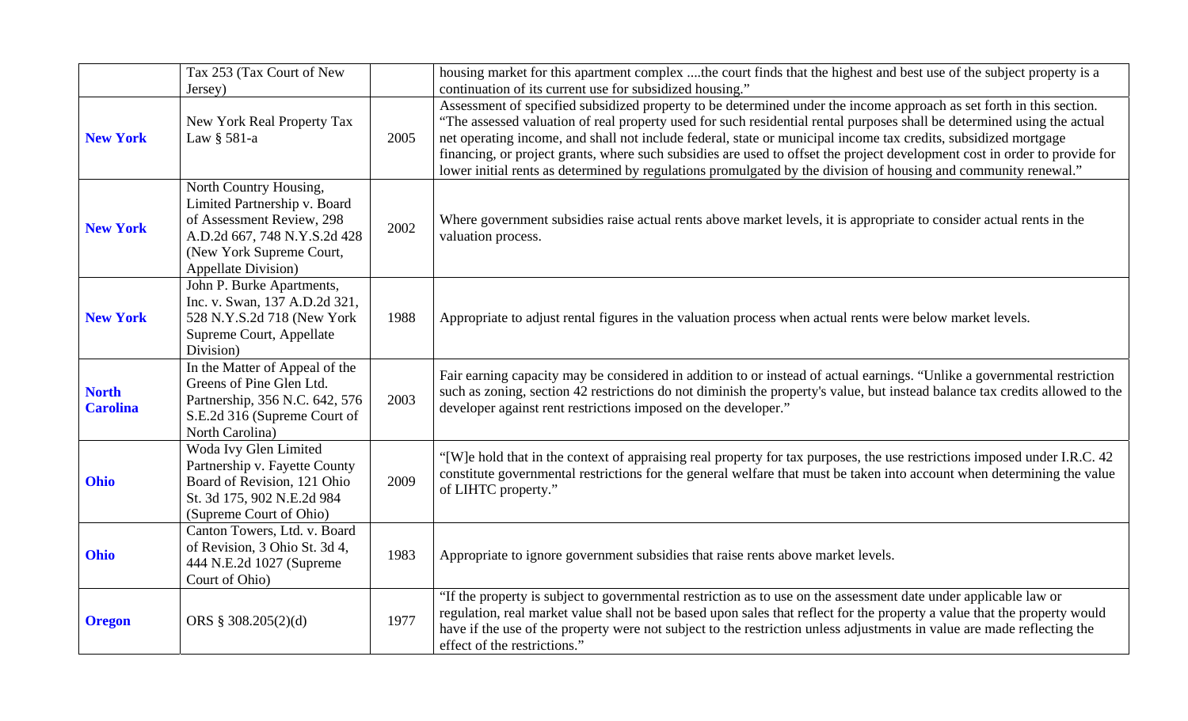| | | | |
|---|---|---|---|
| | Tax 253 (Tax Court of New Jersey) | | housing market for this apartment complex ....the court finds that the highest and best use of the subject property is a continuation of its current use for subsidized housing." |
| **New York** | New York Real Property Tax Law § 581-a | 2005 | Assessment of specified subsidized property to be determined under the income approach as set forth in this section. "The assessed valuation of real property used for such residential rental purposes shall be determined using the actual net operating income, and shall not include federal, state or municipal income tax credits, subsidized mortgage financing, or project grants, where such subsidies are used to offset the project development cost in order to provide for lower initial rents as determined by regulations promulgated by the division of housing and community renewal." |
| **New York** | North Country Housing, Limited Partnership v. Board of Assessment Review, 298 A.D.2d 667, 748 N.Y.S.2d 428 (New York Supreme Court, Appellate Division) | 2002 | Where government subsidies raise actual rents above market levels, it is appropriate to consider actual rents in the valuation process. |
| **New York** | John P. Burke Apartments, Inc. v. Swan, 137 A.D.2d 321, 528 N.Y.S.2d 718 (New York Supreme Court, Appellate Division) | 1988 | Appropriate to adjust rental figures in the valuation process when actual rents were below market levels. |
| **North Carolina** | In the Matter of Appeal of the Greens of Pine Glen Ltd. Partnership, 356 N.C. 642, 576 S.E.2d 316 (Supreme Court of North Carolina) | 2003 | Fair earning capacity may be considered in addition to or instead of actual earnings. "Unlike a governmental restriction such as zoning, section 42 restrictions do not diminish the property's value, but instead balance tax credits allowed to the developer against rent restrictions imposed on the developer." |
| **Ohio** | Woda Ivy Glen Limited Partnership v. Fayette County Board of Revision, 121 Ohio St. 3d 175, 902 N.E.2d 984 (Supreme Court of Ohio) | 2009 | "[W]e hold that in the context of appraising real property for tax purposes, the use restrictions imposed under I.R.C. 42 constitute governmental restrictions for the general welfare that must be taken into account when determining the value of LIHTC property." |
| **Ohio** | Canton Towers, Ltd. v. Board of Revision, 3 Ohio St. 3d 4, 444 N.E.2d 1027 (Supreme Court of Ohio) | 1983 | Appropriate to ignore government subsidies that raise rents above market levels. |
| **Oregon** | ORS § 308.205(2)(d) | 1977 | "If the property is subject to governmental restriction as to use on the assessment date under applicable law or regulation, real market value shall not be based upon sales that reflect for the property a value that the property would have if the use of the property were not subject to the restriction unless adjustments in value are made reflecting the effect of the restrictions." |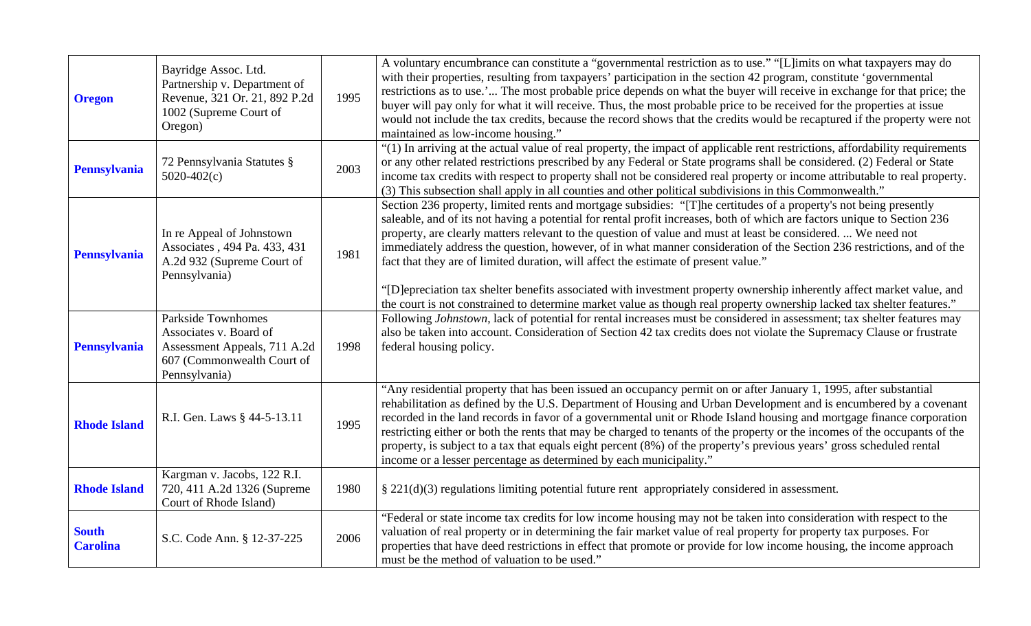| | | | |
|---|---|---|---|
| **Oregon** | Bayridge Assoc. Ltd. Partnership v. Department of Revenue, 321 Or. 21, 892 P.2d 1002 (Supreme Court of Oregon) | 1995 | A voluntary encumbrance can constitute a "governmental restriction as to use." "[L]imits on what taxpayers may do with their properties, resulting from taxpayers' participation in the section 42 program, constitute 'governmental restrictions as to use.'... The most probable price depends on what the buyer will receive in exchange for that price; the buyer will pay only for what it will receive. Thus, the most probable price to be received for the properties at issue would not include the tax credits, because the record shows that the credits would be recaptured if the property were not maintained as low-income housing." |
| **Pennsylvania** | 72 Pennsylvania Statutes § 5020-402(c) | 2003 | "(1) In arriving at the actual value of real property, the impact of applicable rent restrictions, affordability requirements or any other related restrictions prescribed by any Federal or State programs shall be considered. (2) Federal or State income tax credits with respect to property shall not be considered real property or income attributable to real property. (3) This subsection shall apply in all counties and other political subdivisions in this Commonwealth." |
| **Pennsylvania** | In re Appeal of Johnstown Associates , 494 Pa. 433, 431 A.2d 932 (Supreme Court of Pennsylvania) | 1981 | Section 236 property, limited rents and mortgage subsidies: "[T]he certitudes of a property's not being presently saleable, and of its not having a potential for rental profit increases, both of which are factors unique to Section 236 property, are clearly matters relevant to the question of value and must at least be considered. ... We need not immediately address the question, however, of in what manner consideration of the Section 236 restrictions, and of the fact that they are of limited duration, will affect the estimate of present value."<br><br>"[D]epreciation tax shelter benefits associated with investment property ownership inherently affect market value, and the court is not constrained to determine market value as though real property ownership lacked tax shelter features." |
| **Pennsylvania** | Parkside Townhomes Associates v. Board of Assessment Appeals, 711 A.2d 607 (Commonwealth Court of Pennsylvania) | 1998 | Following *Johnstown*, lack of potential for rental increases must be considered in assessment; tax shelter features may also be taken into account. Consideration of Section 42 tax credits does not violate the Supremacy Clause or frustrate federal housing policy. |
| **Rhode Island** | R.I. Gen. Laws § 44-5-13.11 | 1995 | "Any residential property that has been issued an occupancy permit on or after January 1, 1995, after substantial rehabilitation as defined by the U.S. Department of Housing and Urban Development and is encumbered by a covenant recorded in the land records in favor of a governmental unit or Rhode Island housing and mortgage finance corporation restricting either or both the rents that may be charged to tenants of the property or the incomes of the occupants of the property, is subject to a tax that equals eight percent (8%) of the property's previous years' gross scheduled rental income or a lesser percentage as determined by each municipality." |
| **Rhode Island** | Kargman v. Jacobs, 122 R.I. 720, 411 A.2d 1326 (Supreme Court of Rhode Island) | 1980 | § 221(d)(3) regulations limiting potential future rent appropriately considered in assessment. |
| **South Carolina** | S.C. Code Ann. § 12-37-225 | 2006 | "Federal or state income tax credits for low income housing may not be taken into consideration with respect to the valuation of real property or in determining the fair market value of real property for property tax purposes. For properties that have deed restrictions in effect that promote or provide for low income housing, the income approach must be the method of valuation to be used." |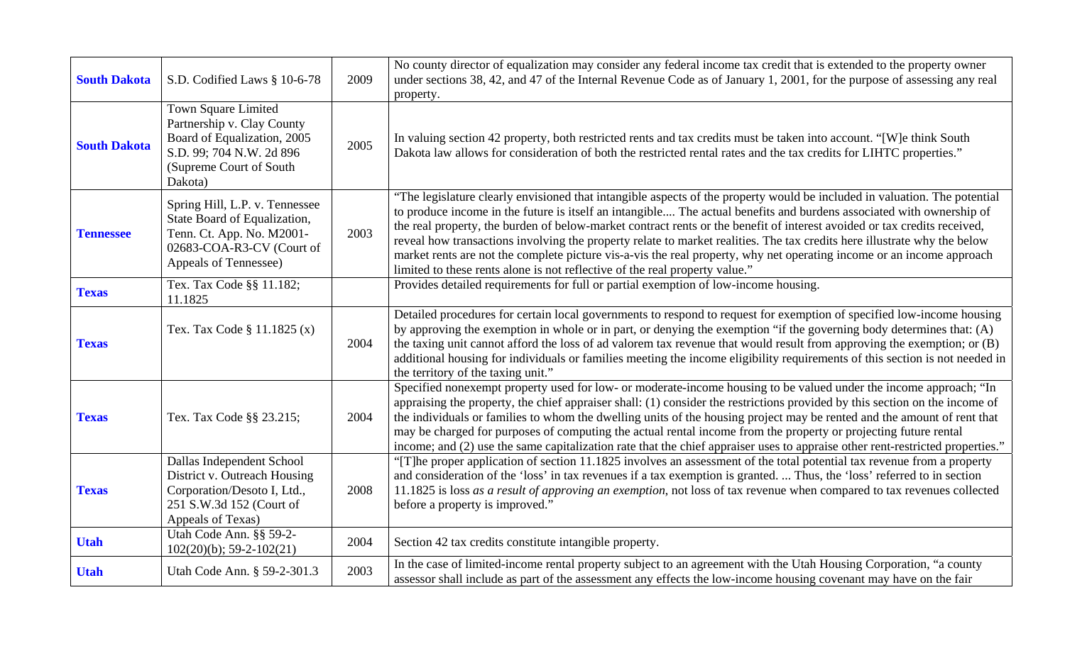| | | | |
|---|---|---|---|
| **South Dakota** | S.D. Codified Laws § 10-6-78 | 2009 | No county director of equalization may consider any federal income tax credit that is extended to the property owner under sections 38, 42, and 47 of the Internal Revenue Code as of January 1, 2001, for the purpose of assessing any real property. |
| **South Dakota** | Town Square Limited Partnership v. Clay County Board of Equalization, 2005 S.D. 99; 704 N.W. 2d 896 (Supreme Court of South Dakota) | 2005 | In valuing section 42 property, both restricted rents and tax credits must be taken into account. "[W]e think South Dakota law allows for consideration of both the restricted rental rates and the tax credits for LIHTC properties." |
| **Tennessee** | Spring Hill, L.P. v. Tennessee State Board of Equalization, Tenn. Ct. App. No. M2001-02683-COA-R3-CV (Court of Appeals of Tennessee) | 2003 | "The legislature clearly envisioned that intangible aspects of the property would be included in valuation. The potential to produce income in the future is itself an intangible.... The actual benefits and burdens associated with ownership of the real property, the burden of below-market contract rents or the benefit of interest avoided or tax credits received, reveal how transactions involving the property relate to market realities. The tax credits here illustrate why the below market rents are not the complete picture vis-a-vis the real property, why net operating income or an income approach limited to these rents alone is not reflective of the real property value." |
| **Texas** | Tex. Tax Code §§ 11.182; 11.1825 | | Provides detailed requirements for full or partial exemption of low-income housing. |
| **Texas** | Tex. Tax Code § 11.1825 (x) | 2004 | Detailed procedures for certain local governments to respond to request for exemption of specified low-income housing by approving the exemption in whole or in part, or denying the exemption "if the governing body determines that: (A) the taxing unit cannot afford the loss of ad valorem tax revenue that would result from approving the exemption; or (B) additional housing for individuals or families meeting the income eligibility requirements of this section is not needed in the territory of the taxing unit." |
| **Texas** | Tex. Tax Code §§ 23.215; | 2004 | Specified nonexempt property used for low- or moderate-income housing to be valued under the income approach; "In appraising the property, the chief appraiser shall: (1) consider the restrictions provided by this section on the income of the individuals or families to whom the dwelling units of the housing project may be rented and the amount of rent that may be charged for purposes of computing the actual rental income from the property or projecting future rental income; and (2) use the same capitalization rate that the chief appraiser uses to appraise other rent-restricted properties." |
| **Texas** | Dallas Independent School District v. Outreach Housing Corporation/Desoto I, Ltd., 251 S.W.3d 152 (Court of Appeals of Texas) | 2008 | "[T]he proper application of section 11.1825 involves an assessment of the total potential tax revenue from a property and consideration of the 'loss' in tax revenues if a tax exemption is granted. ... Thus, the 'loss' referred to in section 11.1825 is loss *as a result of approving an exemption*, not loss of tax revenue when compared to tax revenues collected before a property is improved." |
| **Utah** | Utah Code Ann. §§ 59-2-102(20)(b); 59-2-102(21) | 2004 | Section 42 tax credits constitute intangible property. |
| **Utah** | Utah Code Ann. § 59-2-301.3 | 2003 | In the case of limited-income rental property subject to an agreement with the Utah Housing Corporation, "a county assessor shall include as part of the assessment any effects the low-income housing covenant may have on the fair |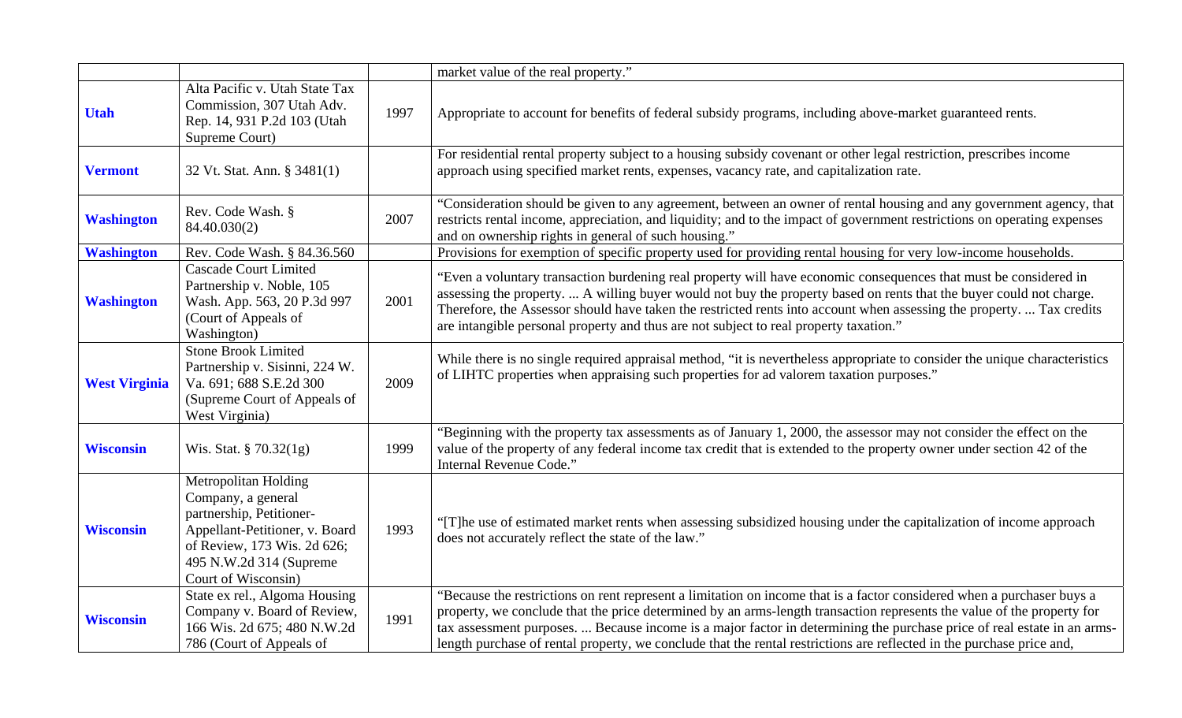| | | | |
|---|---|---|---|
| | | | market value of the real property.” |
| **Utah** | Alta Pacific v. Utah State Tax Commission, 307 Utah Adv. Rep. 14, 931 P.2d 103 (Utah Supreme Court) | 1997 | Appropriate to account for benefits of federal subsidy programs, including above-market guaranteed rents. |
| **Vermont** | 32 Vt. Stat. Ann. § 3481(1) | | For residential rental property subject to a housing subsidy covenant or other legal restriction, prescribes income approach using specified market rents, expenses, vacancy rate, and capitalization rate. |
| **Washington** | Rev. Code Wash. § 84.40.030(2) | 2007 | “Consideration should be given to any agreement, between an owner of rental housing and any government agency, that restricts rental income, appreciation, and liquidity; and to the impact of government restrictions on operating expenses and on ownership rights in general of such housing.” |
| **Washington** | Rev. Code Wash. § 84.36.560 | | Provisions for exemption of specific property used for providing rental housing for very low-income households. |
| **Washington** | Cascade Court Limited Partnership v. Noble, 105 Wash. App. 563, 20 P.3d 997 (Court of Appeals of Washington) | 2001 | “Even a voluntary transaction burdening real property will have economic consequences that must be considered in assessing the property. ... A willing buyer would not buy the property based on rents that the buyer could not charge. Therefore, the Assessor should have taken the restricted rents into account when assessing the property. ... Tax credits are intangible personal property and thus are not subject to real property taxation.” |
| **West Virginia** | Stone Brook Limited Partnership v. Sisinni, 224 W. Va. 691; 688 S.E.2d 300 (Supreme Court of Appeals of West Virginia) | 2009 | While there is no single required appraisal method, “it is nevertheless appropriate to consider the unique characteristics of LIHTC properties when appraising such properties for ad valorem taxation purposes.” |
| **Wisconsin** | Wis. Stat. § 70.32(1g) | 1999 | “Beginning with the property tax assessments as of January 1, 2000, the assessor may not consider the effect on the value of the property of any federal income tax credit that is extended to the property owner under section 42 of the Internal Revenue Code.” |
| **Wisconsin** | Metropolitan Holding Company, a general partnership, Petitioner-Appellant-Petitioner, v. Board of Review, 173 Wis. 2d 626; 495 N.W.2d 314 (Supreme Court of Wisconsin) | 1993 | “[T]he use of estimated market rents when assessing subsidized housing under the capitalization of income approach does not accurately reflect the state of the law.” |
| **Wisconsin** | State ex rel., Algoma Housing Company v. Board of Review, 166 Wis. 2d 675; 480 N.W.2d 786 (Court of Appeals of | 1991 | “Because the restrictions on rent represent a limitation on income that is a factor considered when a purchaser buys a property, we conclude that the price determined by an arms-length transaction represents the value of the property for tax assessment purposes. ... Because income is a major factor in determining the purchase price of real estate in an arms-length purchase of rental property, we conclude that the rental restrictions are reflected in the purchase price and, |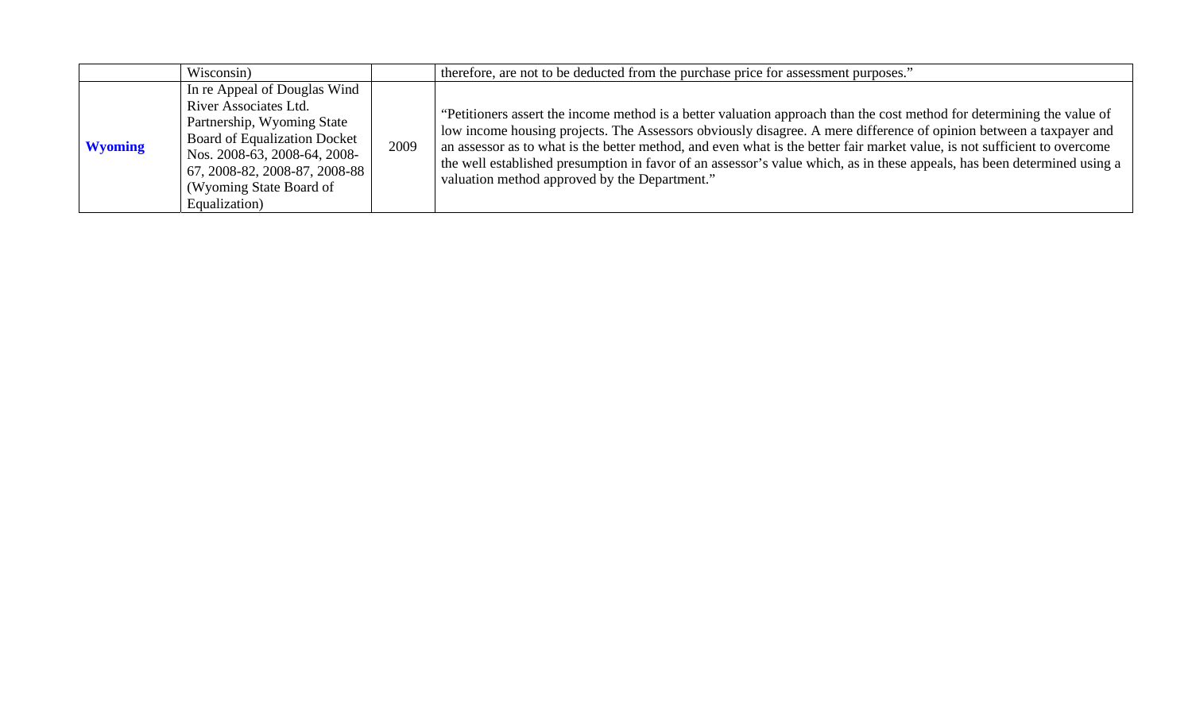| | | | |
|---|---|---|---|
| | Wisconsin) | | therefore, are not to be deducted from the purchase price for assessment purposes." |
| **Wyoming** | In re Appeal of Douglas Wind River Associates Ltd. Partnership, Wyoming State Board of Equalization Docket Nos. 2008-63, 2008-64, 2008-67, 2008-82, 2008-87, 2008-88 (Wyoming State Board of Equalization) | 2009 | "Petitioners assert the income method is a better valuation approach than the cost method for determining the value of low income housing projects. The Assessors obviously disagree. A mere difference of opinion between a taxpayer and an assessor as to what is the better method, and even what is the better fair market value, is not sufficient to overcome the well established presumption in favor of an assessor's value which, as in these appeals, has been determined using a valuation method approved by the Department." |